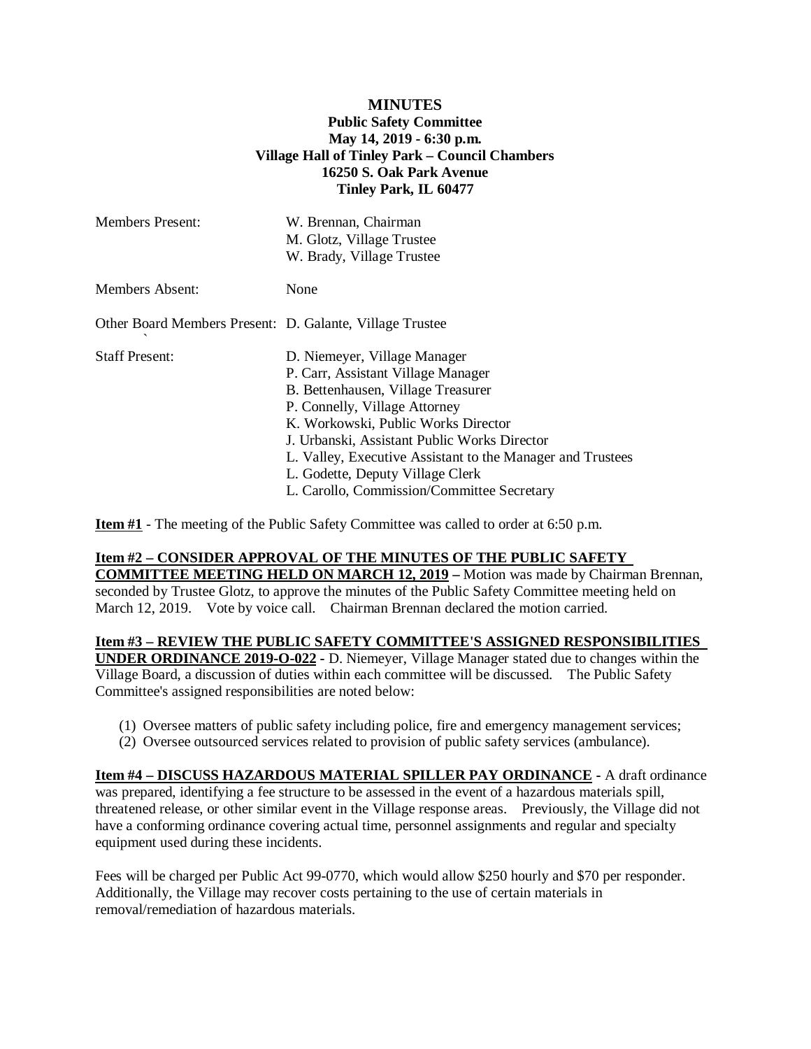**MINUTES**
**Public Safety Committee**
**May 14, 2019 - 6:30 p.m.**
**Village Hall of Tinley Park – Council Chambers**
**16250 S. Oak Park Avenue**
**Tinley Park, IL 60477**

| | |
|---|---|
| Members Present: | W. Brennan, Chairman<br>M. Glotz, Village Trustee<br>W. Brady, Village Trustee |
| Members Absent: | None |
| Other Board Members Present: | D. Galante, Village Trustee |
| Staff Present: | D. Niemeyer, Village Manager<br>P. Carr, Assistant Village Manager<br>B. Bettenhausen, Village Treasurer<br>P. Connelly, Village Attorney<br>K. Workowski, Public Works Director<br>J. Urbanski, Assistant Public Works Director<br>L. Valley, Executive Assistant to the Manager and Trustees<br>L. Godette, Deputy Village Clerk<br>L. Carollo, Commission/Committee Secretary |

**Item #1** - The meeting of the Public Safety Committee was called to order at 6:50 p.m.

**Item #2 – CONSIDER APPROVAL OF THE MINUTES OF THE PUBLIC SAFETY COMMITTEE MEETING HELD ON MARCH 12, 2019 –** Motion was made by Chairman Brennan, seconded by Trustee Glotz, to approve the minutes of the Public Safety Committee meeting held on March 12, 2019. Vote by voice call. Chairman Brennan declared the motion carried.

**Item #3 – REVIEW THE PUBLIC SAFETY COMMITTEE'S ASSIGNED RESPONSIBILITIES UNDER ORDINANCE 2019-O-022** - D. Niemeyer, Village Manager stated due to changes within the Village Board, a discussion of duties within each committee will be discussed. The Public Safety Committee's assigned responsibilities are noted below:

(1) Oversee matters of public safety including police, fire and emergency management services;
(2) Oversee outsourced services related to provision of public safety services (ambulance).

**Item #4 – DISCUSS HAZARDOUS MATERIAL SPILLER PAY ORDINANCE** - A draft ordinance was prepared, identifying a fee structure to be assessed in the event of a hazardous materials spill, threatened release, or other similar event in the Village response areas. Previously, the Village did not have a conforming ordinance covering actual time, personnel assignments and regular and specialty equipment used during these incidents.

Fees will be charged per Public Act 99-0770, which would allow $250 hourly and $70 per responder. Additionally, the Village may recover costs pertaining to the use of certain materials in removal/remediation of hazardous materials.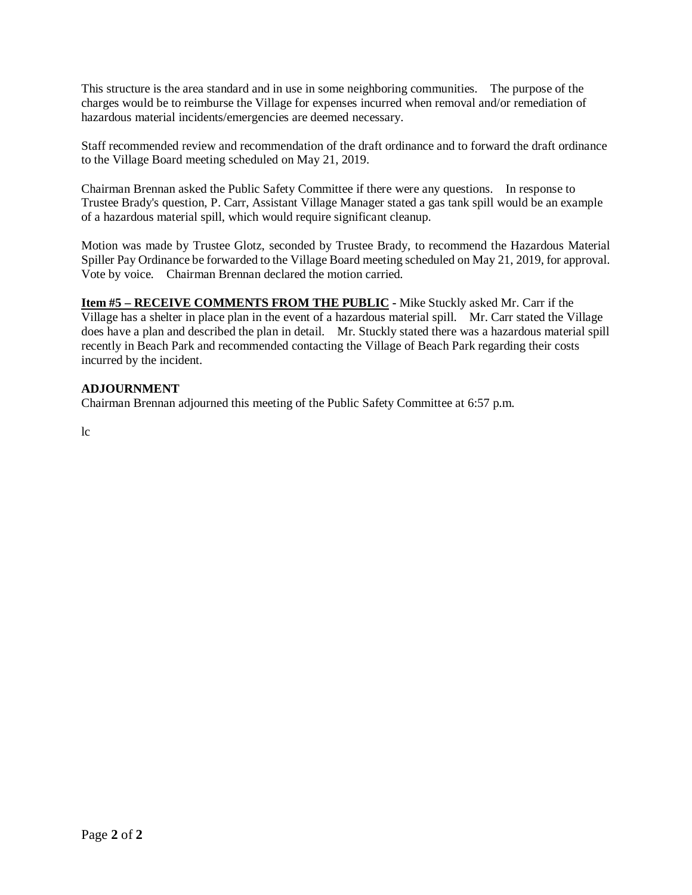This structure is the area standard and in use in some neighboring communities. The purpose of the charges would be to reimburse the Village for expenses incurred when removal and/or remediation of hazardous material incidents/emergencies are deemed necessary.

Staff recommended review and recommendation of the draft ordinance and to forward the draft ordinance to the Village Board meeting scheduled on May 21, 2019.

Chairman Brennan asked the Public Safety Committee if there were any questions. In response to Trustee Brady's question, P. Carr, Assistant Village Manager stated a gas tank spill would be an example of a hazardous material spill, which would require significant cleanup.

Motion was made by Trustee Glotz, seconded by Trustee Brady, to recommend the Hazardous Material Spiller Pay Ordinance be forwarded to the Village Board meeting scheduled on May 21, 2019, for approval. Vote by voice. Chairman Brennan declared the motion carried.

**Item #5 – RECEIVE COMMENTS FROM THE PUBLIC** - Mike Stuckly asked Mr. Carr if the Village has a shelter in place plan in the event of a hazardous material spill. Mr. Carr stated the Village does have a plan and described the plan in detail. Mr. Stuckly stated there was a hazardous material spill recently in Beach Park and recommended contacting the Village of Beach Park regarding their costs incurred by the incident.

**ADJOURNMENT**

Chairman Brennan adjourned this meeting of the Public Safety Committee at 6:57 p.m.

lc